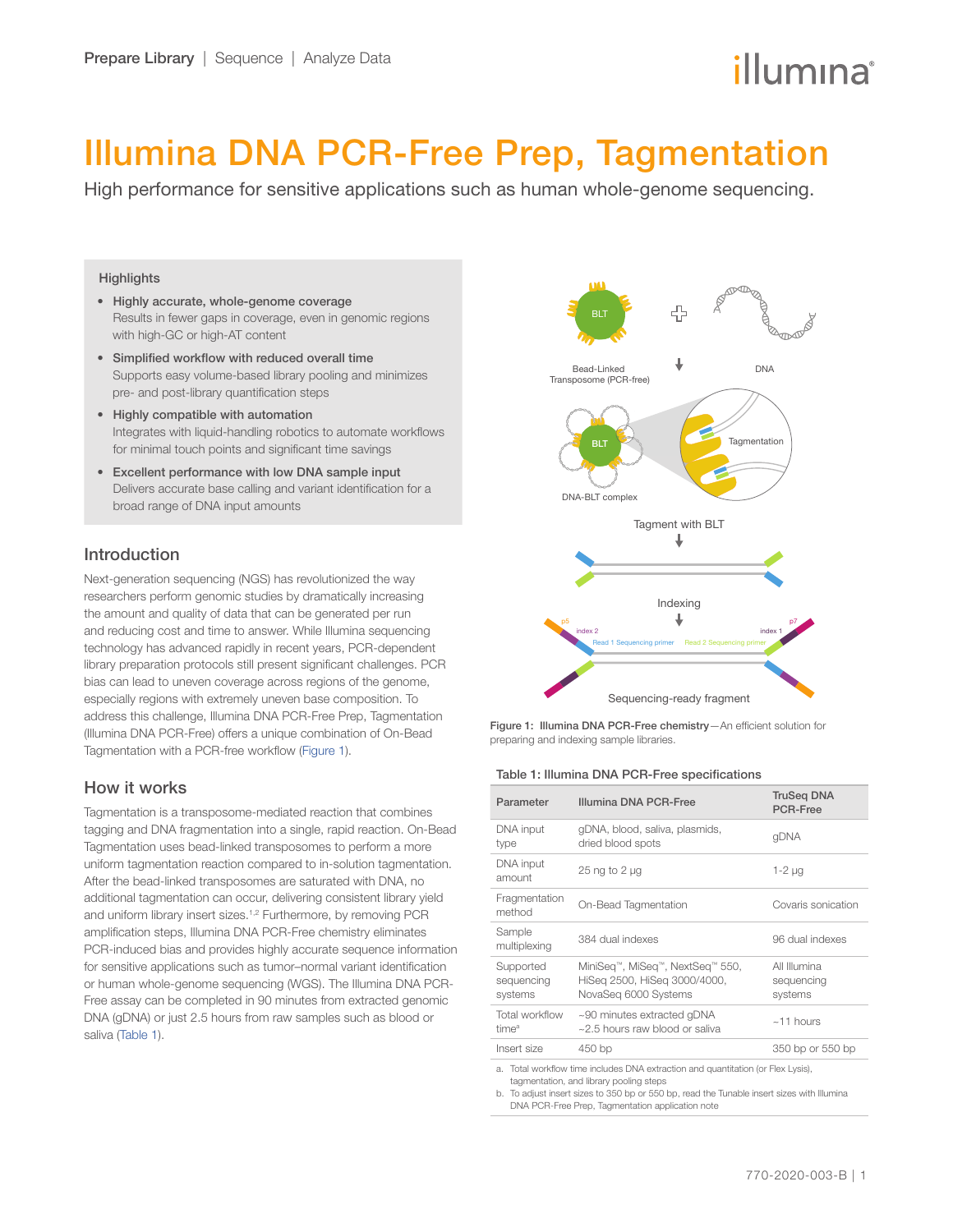# Illumina DNA PCR-Free Prep, Tagmentation

High performance for sensitive applications such as human whole-genome sequencing.

## Highlights

- **Highly accurate, whole-genome coverage**
  Results in fewer gaps in coverage, even in genomic regions with high-GC or high-AT content
- **Simplified workflow with reduced overall time**
  Supports easy volume-based library pooling and minimizes pre- and post-library quantification steps
- **Highly compatible with automation**
  Integrates with liquid-handling robotics to automate workflows for minimal touch points and significant time savings
- **Excellent performance with low DNA sample input**
  Delivers accurate base calling and variant identification for a broad range of DNA input amounts

## Introduction

Next-generation sequencing (NGS) has revolutionized the way researchers perform genomic studies by dramatically increasing the amount and quality of data that can be generated per run and reducing cost and time to answer. While Illumina sequencing technology has advanced rapidly in recent years, PCR-dependent library preparation protocols still present significant challenges. PCR bias can lead to uneven coverage across regions of the genome, especially regions with extremely uneven base composition. To address this challenge, Illumina DNA PCR-Free Prep, Tagmentation (Illumina DNA PCR-Free) offers a unique combination of On-Bead Tagmentation with a PCR-free workflow (Figure 1).

## How it works

Tagmentation is a transposome-mediated reaction that combines tagging and DNA fragmentation into a single, rapid reaction. On-Bead Tagmentation uses bead-linked transposomes to perform a more uniform tagmentation reaction compared to in-solution tagmentation. After the bead-linked transposomes are saturated with DNA, no additional tagmentation can occur, delivering consistent library yield and uniform library insert sizes.[1,2] Furthermore, by removing PCR amplification steps, Illumina DNA PCR-Free chemistry eliminates PCR-induced bias and provides highly accurate sequence information for sensitive applications such as tumor–normal variant identification or human whole-genome sequencing (WGS). The Illumina DNA PCR-Free assay can be completed in 90 minutes from extracted genomic DNA (gDNA) or just 2.5 hours from raw samples such as blood or saliva (Table 1).

Bead-Linked Transposome (PCR-free) + DNA → DNA-BLT complex (Tagmentation) → Tagment with BLT → Indexing (p5, index 2, Read 1 Sequencing primer, Read 2 Sequencing primer, index 1, p7) → Sequencing-ready fragment

**Figure 1: Illumina DNA PCR-Free chemistry**—An efficient solution for preparing and indexing sample libraries.

**Table 1: Illumina DNA PCR-Free specifications**

| Parameter | Illumina DNA PCR-Free | TruSeq DNA PCR-Free |
|---|---|---|
| DNA input type | gDNA, blood, saliva, plasmids, dried blood spots | gDNA |
| DNA input amount | 25 ng to 2 µg | 1-2 µg |
| Fragmentation method | On-Bead Tagmentation | Covaris sonication |
| Sample multiplexing | 384 dual indexes | 96 dual indexes |
| Supported sequencing systems | MiniSeq™, MiSeq™, NextSeq™ 550, HiSeq 2500, HiSeq 3000/4000, NovaSeq 6000 Systems | All Illumina sequencing systems |
| Total workflow time[a] | ~90 minutes extracted gDNA<br>~2.5 hours raw blood or saliva | ~11 hours |
| Insert size | 450 bp | 350 bp or 550 bp |

a. Total workflow time includes DNA extraction and quantitation (or Flex Lysis), tagmentation, and library pooling steps
b. To adjust insert sizes to 350 bp or 550 bp, read the Tunable insert sizes with Illumina DNA PCR-Free Prep, Tagmentation application note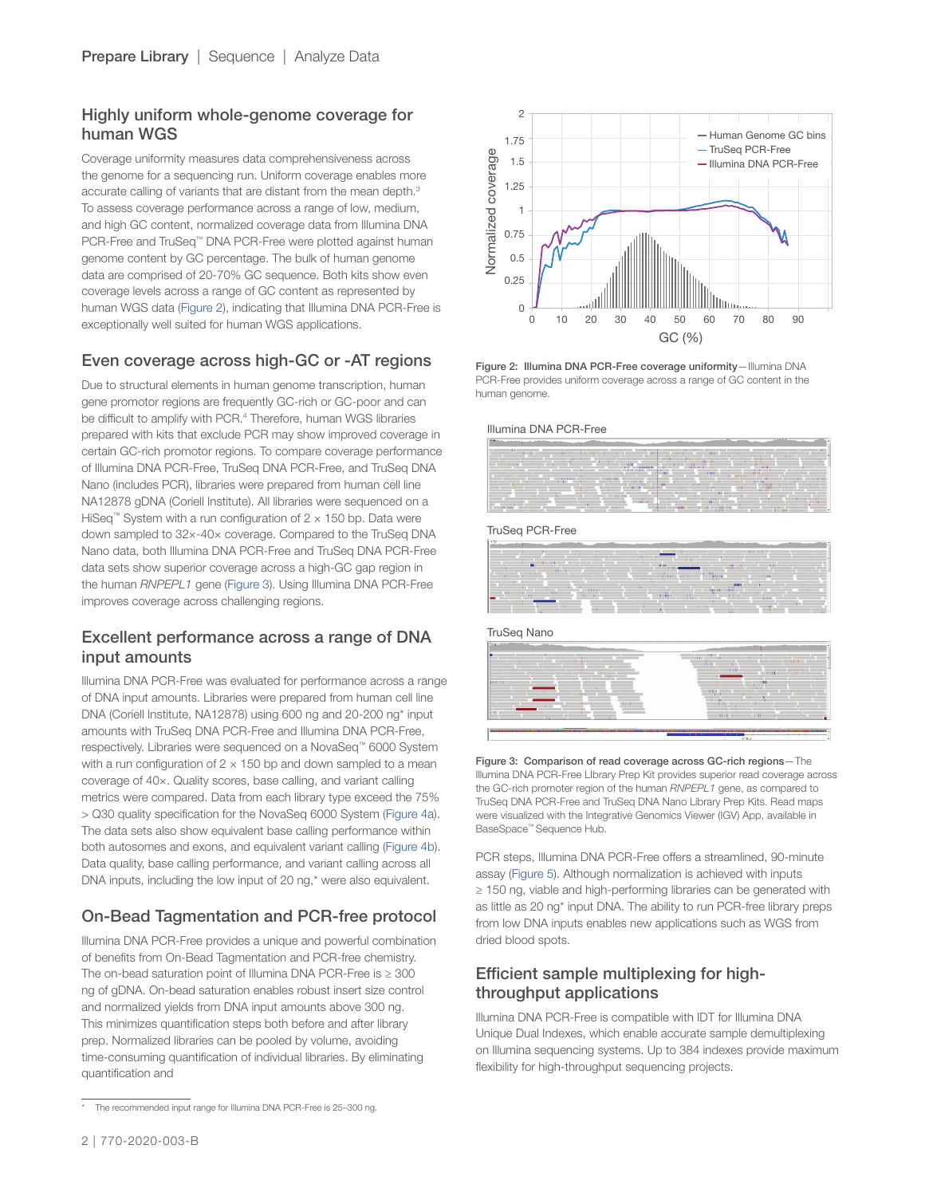## Highly uniform whole-genome coverage for human WGS

Coverage uniformity measures data comprehensiveness across the genome for a sequencing run. Uniform coverage enables more accurate calling of variants that are distant from the mean depth.[3] To assess coverage performance across a range of low, medium, and high GC content, normalized coverage data from Illumina DNA PCR-Free and TruSeq™ DNA PCR-Free were plotted against human genome content by GC percentage. The bulk of human genome data are comprised of 20-70% GC sequence. Both kits show even coverage levels across a range of GC content as represented by human WGS data (Figure 2), indicating that Illumina DNA PCR-Free is exceptionally well suited for human WGS applications.

## Even coverage across high-GC or -AT regions

Due to structural elements in human genome transcription, human gene promotor regions are frequently GC-rich or GC-poor and can be difficult to amplify with PCR.[4] Therefore, human WGS libraries prepared with kits that exclude PCR may show improved coverage in certain GC-rich promotor regions. To compare coverage performance of Illumina DNA PCR-Free, TruSeq DNA PCR-Free, and TruSeq DNA Nano (includes PCR), libraries were prepared from human cell line NA12878 gDNA (Coriell Institute). All libraries were sequenced on a HiSeq™ System with a run configuration of 2 × 150 bp. Data were down sampled to 32×-40× coverage. Compared to the TruSeq DNA Nano data, both Illumina DNA PCR-Free and TruSeq DNA PCR-Free data sets show superior coverage across a high-GC gap region in the human *RNPEPL1* gene (Figure 3). Using Illumina DNA PCR-Free improves coverage across challenging regions.

## Excellent performance across a range of DNA input amounts

Illumina DNA PCR-Free was evaluated for performance across a range of DNA input amounts. Libraries were prepared from human cell line DNA (Coriell Institute, NA12878) using 600 ng and 20-200 ng* input amounts with TruSeq DNA PCR-Free and Illumina DNA PCR-Free, respectively. Libraries were sequenced on a NovaSeq™ 6000 System with a run configuration of 2 × 150 bp and down sampled to a mean coverage of 40×. Quality scores, base calling, and variant calling metrics were compared. Data from each library type exceed the 75% > Q30 quality specification for the NovaSeq 6000 System (Figure 4a). The data sets also show equivalent base calling performance within both autosomes and exons, and equivalent variant calling (Figure 4b). Data quality, base calling performance, and variant calling across all DNA inputs, including the low input of 20 ng,* were also equivalent.

## On-Bead Tagmentation and PCR-free protocol

Illumina DNA PCR-Free provides a unique and powerful combination of benefits from On-Bead Tagmentation and PCR-free chemistry. The on-bead saturation point of Illumina DNA PCR-Free is ≥ 300 ng of gDNA. On-bead saturation enables robust insert size control and normalized yields from DNA input amounts above 300 ng. This minimizes quantification steps both before and after library prep. Normalized libraries can be pooled by volume, avoiding time-consuming quantification of individual libraries. By eliminating quantification and PCR steps, Illumina DNA PCR-Free offers a streamlined, 90-minute assay (Figure 5). Although normalization is achieved with inputs ≥ 150 ng, viable and high-performing libraries can be generated with as little as 20 ng* input DNA. The ability to run PCR-free library preps from low DNA inputs enables new applications such as WGS from dried blood spots.

**Figure 2: Illumina DNA PCR-Free coverage uniformity**—Illumina DNA PCR-Free provides uniform coverage across a range of GC content in the human genome.

**Figure 3: Comparison of read coverage across GC-rich regions**—The Illumina DNA PCR-Free LIbrary Prep Kit provides superior read coverage across the GC-rich promoter region of the human *RNPEPL1* gene, as compared to TruSeq DNA PCR-Free and TruSeq DNA Nano Library Prep Kits. Read maps were visualized with the Integrative Genomics Viewer (IGV) App, available in BaseSpace™ Sequence Hub.

## Efficient sample multiplexing for high-throughput applications

Illumina DNA PCR-Free is compatible with IDT for Illumina DNA Unique Dual Indexes, which enable accurate sample demultiplexing on Illumina sequencing systems. Up to 384 indexes provide maximum flexibility for high-throughput sequencing projects.

* The recommended input range for Illumina DNA PCR-Free is 25–300 ng.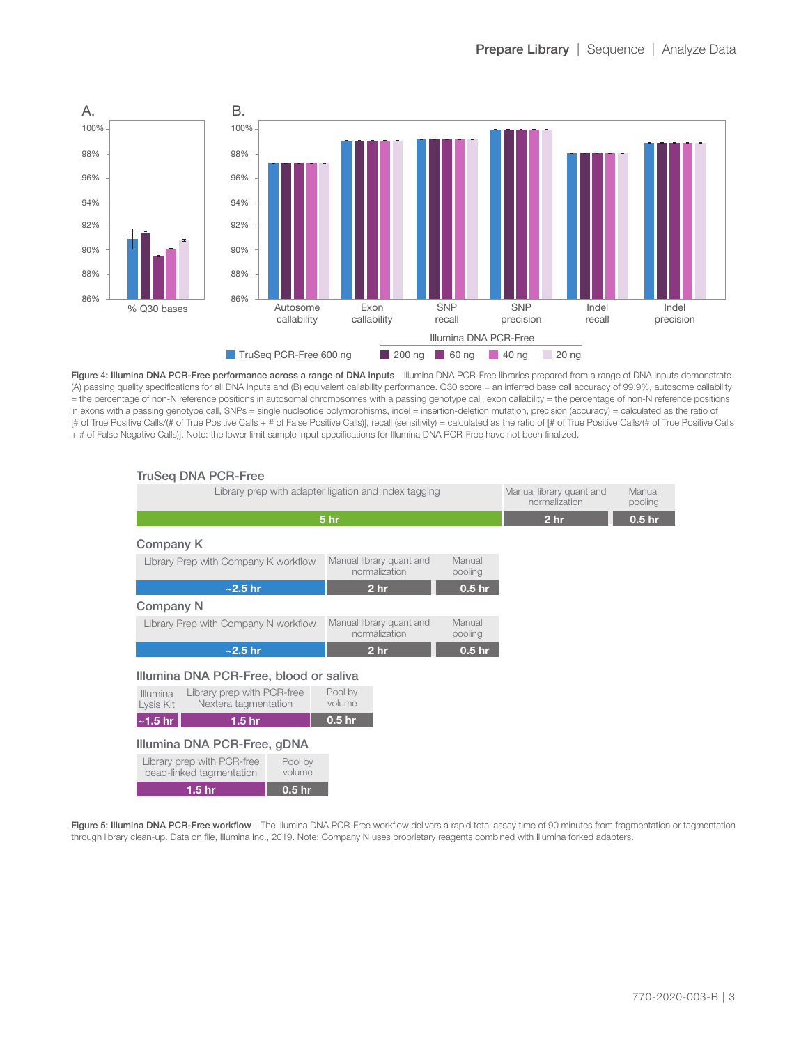A.

B.

Figure 4: Illumina DNA PCR-Free performance across a range of DNA inputs—Illumina DNA PCR-Free libraries prepared from a range of DNA inputs demonstrate (A) passing quality specifications for all DNA inputs and (B) equivalent callability performance. Q30 score = an inferred base call accuracy of 99.9%, autosome callability = the percentage of non-N reference positions in autosomal chromosomes with a passing genotype call, exon callability = the percentage of non-N reference positions in exons with a passing genotype call, SNPs = single nucleotide polymorphisms, indel = insertion-deletion mutation, precision (accuracy) = calculated as the ratio of [# of True Positive Calls/(# of True Positive Calls + # of False Positive Calls)], recall (sensitivity) = calculated as the ratio of [# of True Positive Calls/(# of True Positive Calls + # of False Negative Calls)]. Note: the lower limit sample input specifications for Illumina DNA PCR-Free have not been finalized.

**TruSeq DNA PCR-Free**

| Library prep with adapter ligation and index tagging | Manual library quant and normalization | Manual pooling |
|---|---|---|
| 5 hr | 2 hr | 0.5 hr |

**Company K**

| Library Prep with Company K workflow | Manual library quant and normalization | Manual pooling |
|---|---|---|
| ~2.5 hr | 2 hr | 0.5 hr |

**Company N**

| Library Prep with Company N workflow | Manual library quant and normalization | Manual pooling |
|---|---|---|
| ~2.5 hr | 2 hr | 0.5 hr |

**Illumina DNA PCR-Free, blood or saliva**

| Illumina Lysis Kit | Library prep with PCR-free Nextera tagmentation | Pool by volume |
|---|---|---|
| ~1.5 hr | 1.5 hr | 0.5 hr |

**Illumina DNA PCR-Free, gDNA**

| Library prep with PCR-free bead-linked tagmentation | Pool by volume |
|---|---|
| 1.5 hr | 0.5 hr |

Figure 5: Illumina DNA PCR-Free workflow—The Illumina DNA PCR-Free workflow delivers a rapid total assay time of 90 minutes from fragmentation or tagmentation through library clean-up. Data on file, Illumina Inc., 2019. Note: Company N uses proprietary reagents combined with Illumina forked adapters.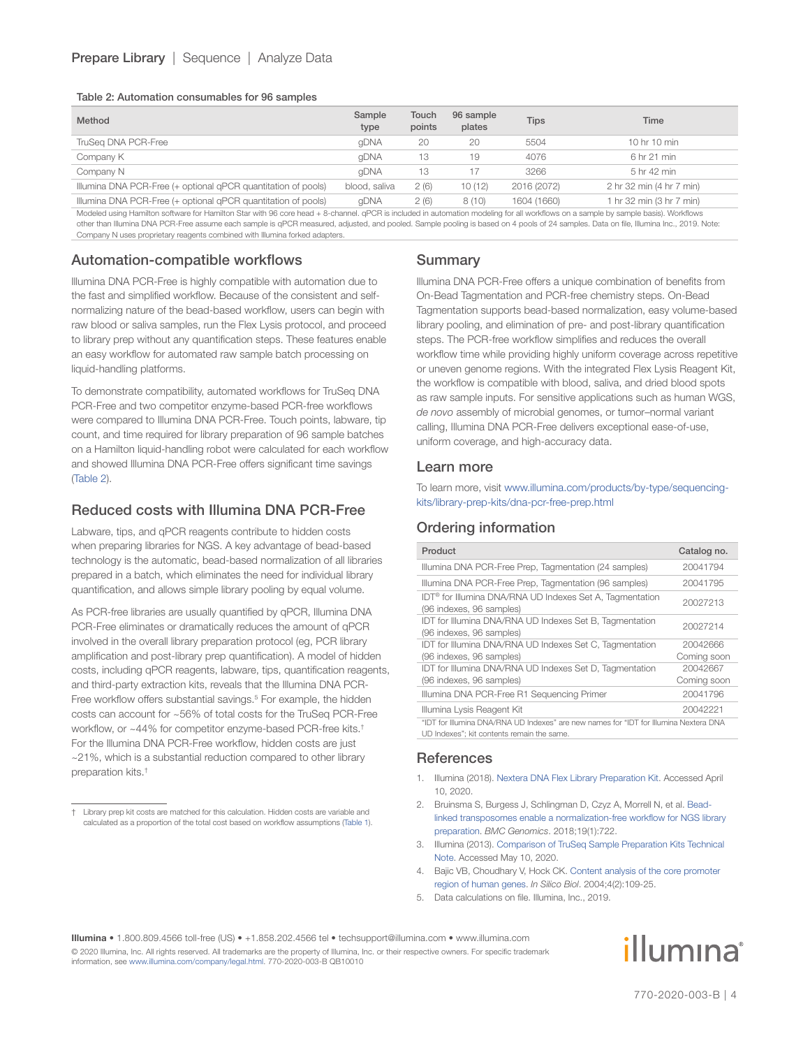Prepare Library | Sequence | Analyze Data

**Table 2: Automation consumables for 96 samples**

| Method | Sample type | Touch points | 96 sample plates | Tips | Time |
|---|---|---|---|---|---|
| TruSeq DNA PCR-Free | gDNA | 20 | 20 | 5504 | 10 hr 10 min |
| Company K | gDNA | 13 | 19 | 4076 | 6 hr 21 min |
| Company N | gDNA | 13 | 17 | 3266 | 5 hr 42 min |
| Illumina DNA PCR-Free (+ optional qPCR quantitation of pools) | blood, saliva | 2 (6) | 10 (12) | 2016 (2072) | 2 hr 32 min (4 hr 7 min) |
| Illumina DNA PCR-Free (+ optional qPCR quantitation of pools) | gDNA | 2 (6) | 8 (10) | 1604 (1660) | 1 hr 32 min (3 hr 7 min) |

Modeled using Hamilton software for Hamilton Star with 96 core head + 8-channel. qPCR is included in automation modeling for all workflows on a sample by sample basis). Workflows other than Illumina DNA PCR-Free assume each sample is qPCR measured, adjusted, and pooled. Sample pooling is based on 4 pools of 24 samples. Data on file, Illumina Inc., 2019. Note: Company N uses proprietary reagents combined with Illumina forked adapters.

## Automation-compatible workflows

Illumina DNA PCR-Free is highly compatible with automation due to the fast and simplified workflow. Because of the consistent and self-normalizing nature of the bead-based workflow, users can begin with raw blood or saliva samples, run the Flex Lysis protocol, and proceed to library prep without any quantification steps. These features enable an easy workflow for automated raw sample batch processing on liquid-handling platforms.

To demonstrate compatibility, automated workflows for TruSeq DNA PCR-Free and two competitor enzyme-based PCR-free workflows were compared to Illumina DNA PCR-Free. Touch points, labware, tip count, and time required for library preparation of 96 sample batches on a Hamilton liquid-handling robot were calculated for each workflow and showed Illumina DNA PCR-Free offers significant time savings (Table 2).

## Reduced costs with Illumina DNA PCR-Free

Labware, tips, and qPCR reagents contribute to hidden costs when preparing libraries for NGS. A key advantage of bead-based technology is the automatic, bead-based normalization of all libraries prepared in a batch, which eliminates the need for individual library quantification, and allows simple library pooling by equal volume.

As PCR-free libraries are usually quantified by qPCR, Illumina DNA PCR-Free eliminates or dramatically reduces the amount of qPCR involved in the overall library preparation protocol (eg, PCR library amplification and post-library prep quantification). A model of hidden costs, including qPCR reagents, labware, tips, quantification reagents, and third-party extraction kits, reveals that the Illumina DNA PCR-Free workflow offers substantial savings.[5] For example, the hidden costs can account for ~56% of total costs for the TruSeq PCR-Free workflow, or ~44% for competitor enzyme-based PCR-free kits.[†] For the Illumina DNA PCR-Free workflow, hidden costs are just ~21%, which is a substantial reduction compared to other library preparation kits.[†]

† Library prep kit costs are matched for this calculation. Hidden costs are variable and calculated as a proportion of the total cost based on workflow assumptions (Table 1).

## Summary

Illumina DNA PCR-Free offers a unique combination of benefits from On-Bead Tagmentation and PCR-free chemistry steps. On-Bead Tagmentation supports bead-based normalization, easy volume-based library pooling, and elimination of pre- and post-library quantification steps. The PCR-free workflow simplifies and reduces the overall workflow time while providing highly uniform coverage across repetitive or uneven genome regions. With the integrated Flex Lysis Reagent Kit, the workflow is compatible with blood, saliva, and dried blood spots as raw sample inputs. For sensitive applications such as human WGS, *de novo* assembly of microbial genomes, or tumor–normal variant calling, Illumina DNA PCR-Free delivers exceptional ease-of-use, uniform coverage, and high-accuracy data.

## Learn more

To learn more, visit www.illumina.com/products/by-type/sequencing-kits/library-prep-kits/dna-pcr-free-prep.html

## Ordering information

| Product | Catalog no. |
|---|---|
| Illumina DNA PCR-Free Prep, Tagmentation (24 samples) | 20041794 |
| Illumina DNA PCR-Free Prep, Tagmentation (96 samples) | 20041795 |
| IDT® for Illumina DNA/RNA UD Indexes Set A, Tagmentation (96 indexes, 96 samples) | 20027213 |
| IDT for Illumina DNA/RNA UD Indexes Set B, Tagmentation (96 indexes, 96 samples) | 20027214 |
| IDT for Illumina DNA/RNA UD Indexes Set C, Tagmentation (96 indexes, 96 samples) | 20042666 Coming soon |
| IDT for Illumina DNA/RNA UD Indexes Set D, Tagmentation (96 indexes, 96 samples) | 20042667 Coming soon |
| Illumina DNA PCR-Free R1 Sequencing Primer | 20041796 |
| Illumina Lysis Reagent Kit | 20042221 |

"IDT for Illumina DNA/RNA UD Indexes" are new names for "IDT for Illumina Nextera DNA UD Indexes"; kit contents remain the same.

## References

1. Illumina (2018). Nextera DNA Flex Library Preparation Kit. Accessed April 10, 2020.
2. Bruinsma S, Burgess J, Schlingman D, Czyz A, Morrell N, et al. Bead-linked transposomes enable a normalization-free workflow for NGS library preparation. *BMC Genomics*. 2018;19(1):722.
3. Illumina (2013). Comparison of TruSeq Sample Preparation Kits Technical Note. Accessed May 10, 2020.
4. Bajic VB, Choudhary V, Hock CK. Content analysis of the core promoter region of human genes. *In Silico Biol*. 2004;4(2):109-25.
5. Data calculations on file. Illumina, Inc., 2019.

**Illumina** • 1.800.809.4566 toll-free (US) • +1.858.202.4566 tel • techsupport@illumina.com • www.illumina.com

© 2020 Illumina, Inc. All rights reserved. All trademarks are the property of Illumina, Inc. or their respective owners. For specific trademark information, see www.illumina.com/company/legal.html. 770-2020-003-B QB10010